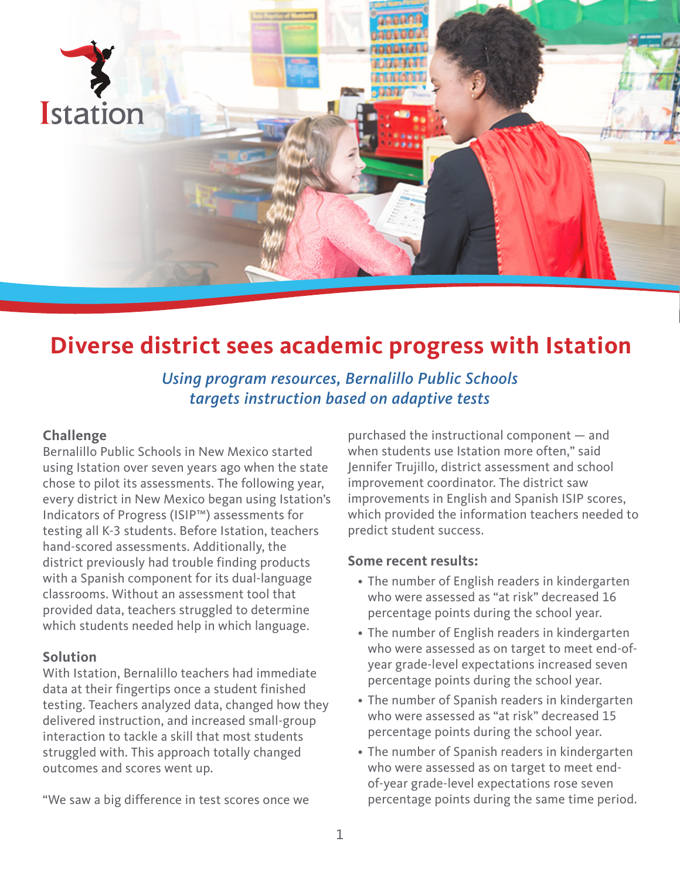# Diverse district sees academic progress with Istation

*Using program resources, Bernalillo Public Schools targets instruction based on adaptive tests*

## Challenge

Bernalillo Public Schools in New Mexico started using Istation over seven years ago when the state chose to pilot its assessments. The following year, every district in New Mexico began using Istation's Indicators of Progress (ISIP™) assessments for testing all K-3 students. Before Istation, teachers hand-scored assessments. Additionally, the district previously had trouble finding products with a Spanish component for its dual-language classrooms. Without an assessment tool that provided data, teachers struggled to determine which students needed help in which language.

## Solution

With Istation, Bernalillo teachers had immediate data at their fingertips once a student finished testing. Teachers analyzed data, changed how they delivered instruction, and increased small-group interaction to tackle a skill that most students struggled with. This approach totally changed outcomes and scores went up.

"We saw a big difference in test scores once we purchased the instructional component — and when students use Istation more often," said Jennifer Trujillo, district assessment and school improvement coordinator. The district saw improvements in English and Spanish ISIP scores, which provided the information teachers needed to predict student success.

**Some recent results:**

- The number of English readers in kindergarten who were assessed as "at risk" decreased 16 percentage points during the school year.
- The number of English readers in kindergarten who were assessed as on target to meet end-of-year grade-level expectations increased seven percentage points during the school year.
- The number of Spanish readers in kindergarten who were assessed as "at risk" decreased 15 percentage points during the school year.
- The number of Spanish readers in kindergarten who were assessed as on target to meet end-of-year grade-level expectations rose seven percentage points during the same time period.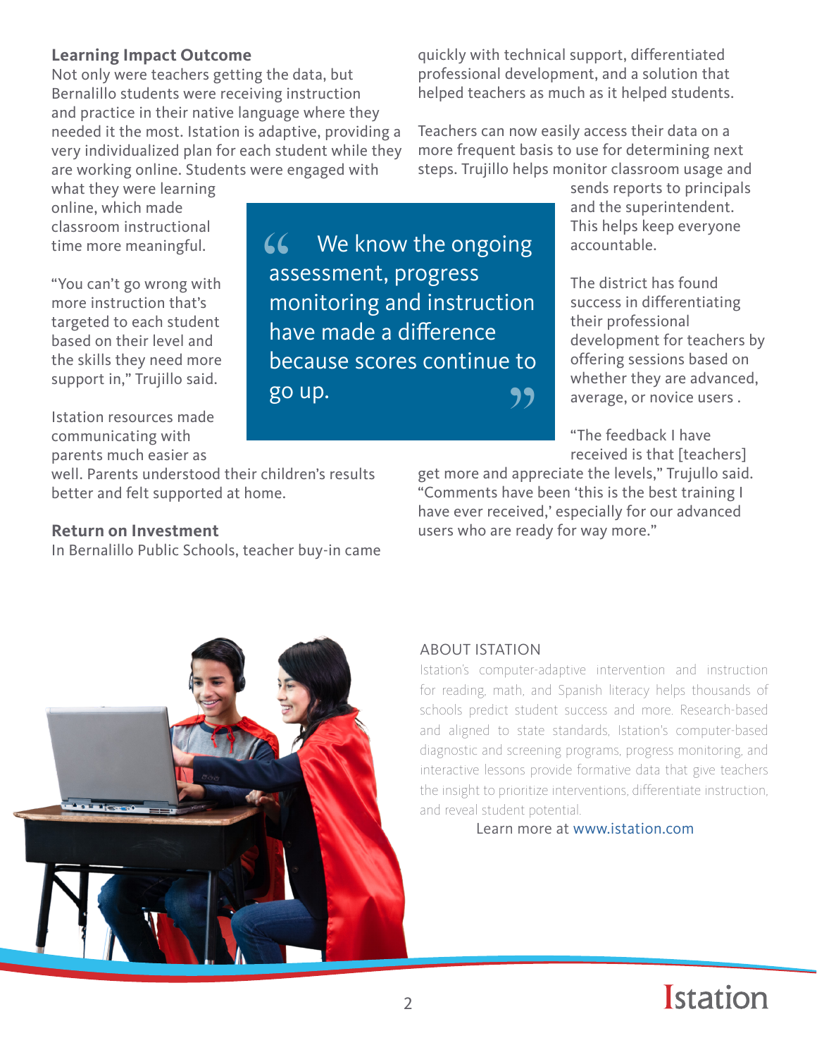## Learning Impact Outcome

Not only were teachers getting the data, but Bernalillo students were receiving instruction and practice in their native language where they needed it the most. Istation is adaptive, providing a very individualized plan for each student while they are working online. Students were engaged with what they were learning online, which made classroom instructional time more meaningful.

"You can't go wrong with more instruction that's targeted to each student based on their level and the skills they need more support in," Trujillo said.

Istation resources made communicating with parents much easier as well. Parents understood their children's results better and felt supported at home.

> "We know the ongoing assessment, progress monitoring and instruction have made a difference because scores continue to go up."

## Return on Investment

In Bernalillo Public Schools, teacher buy-in came quickly with technical support, differentiated professional development, and a solution that helped teachers as much as it helped students.

Teachers can now easily access their data on a more frequent basis to use for determining next steps. Trujillo helps monitor classroom usage and sends reports to principals and the superintendent. This helps keep everyone accountable.

The district has found success in differentiating their professional development for teachers by offering sessions based on whether they are advanced, average, or novice users .

"The feedback I have received is that [teachers] get more and appreciate the levels," Trujullo said. "Comments have been 'this is the best training I have ever received,' especially for our advanced users who are ready for way more."

## ABOUT ISTATION

Istation's computer-adaptive intervention and instruction for reading, math, and Spanish literacy helps thousands of schools predict student success and more. Research-based and aligned to state standards, Istation's computer-based diagnostic and screening programs, progress monitoring, and interactive lessons provide formative data that give teachers the insight to prioritize interventions, differentiate instruction, and reveal student potential.

Learn more at www.istation.com

Istation